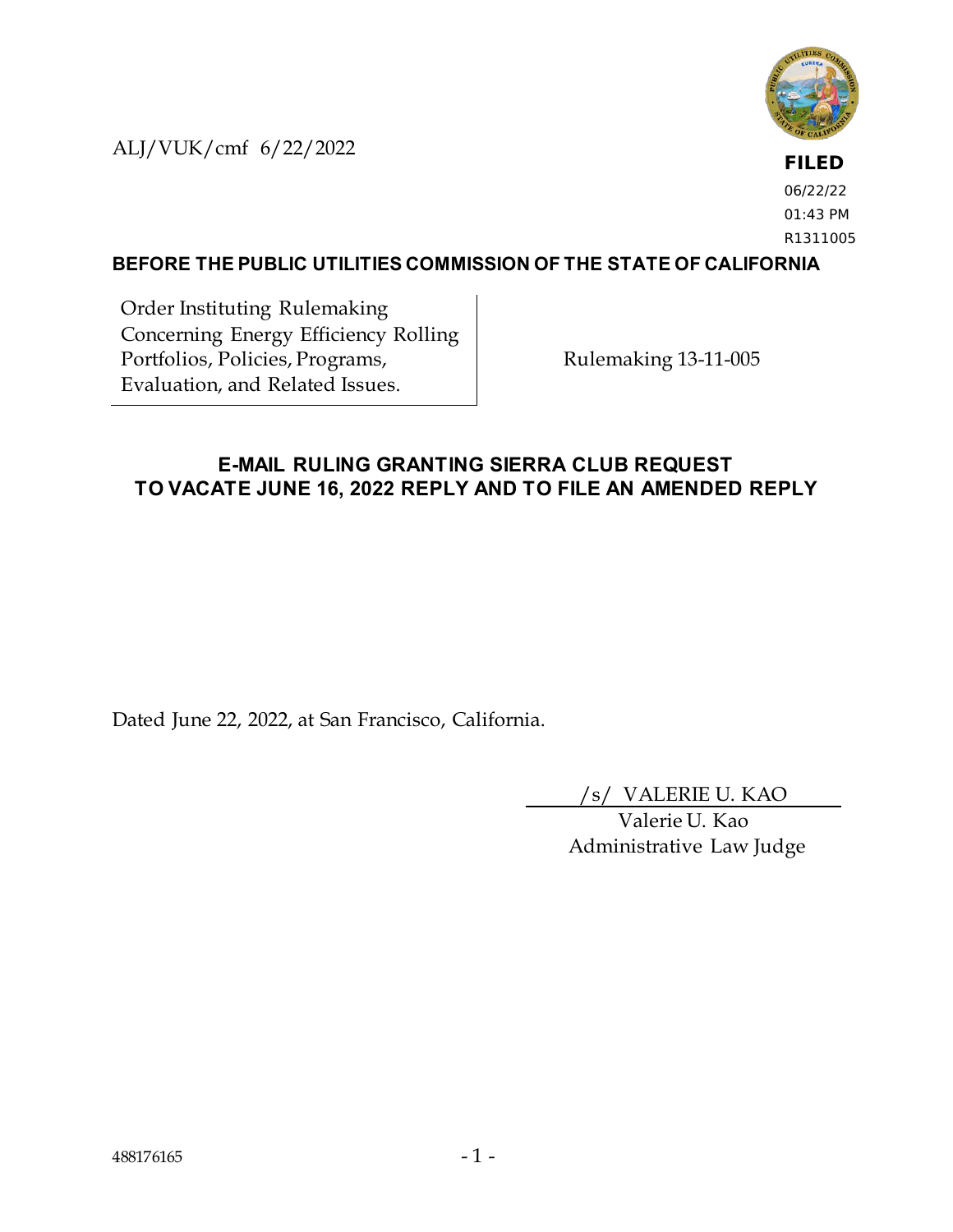ALJ/VUK/cmf 6/22/2022

**FILED**
06/22/22
01:43 PM
R1311005

**BEFORE THE PUBLIC UTILITIES COMMISSION OF THE STATE OF CALIFORNIA**

| | |
|---|---|
| Order Instituting Rulemaking Concerning Energy Efficiency Rolling Portfolios, Policies, Programs, Evaluation, and Related Issues. | Rulemaking 13-11-005 |

## E-MAIL RULING GRANTING SIERRA CLUB REQUEST TO VACATE JUNE 16, 2022 REPLY AND TO FILE AN AMENDED REPLY

Dated June 22, 2022, at San Francisco, California.

/s/ VALERIE U. KAO
Valerie U. Kao
Administrative Law Judge

488176165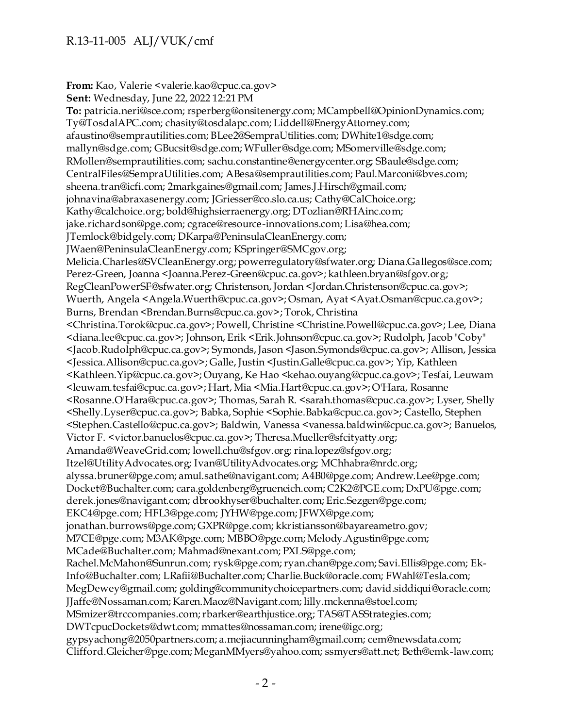**From:** Kao, Valerie <valerie.kao@cpuc.ca.gov>
**Sent:** Wednesday, June 22, 2022 12:21 PM
**To:** patricia.neri@sce.com; rsperberg@onsitenergy.com; MCampbell@OpinionDynamics.com; Ty@TosdalAPC.com; chasity@tosdalapc.com; Liddell@EnergyAttorney.com; afaustino@semprautilities.com; BLee2@SempraUtilities.com; DWhite1@sdge.com; mallyn@sdge.com; GBucsit@sdge.com; WFuller@sdge.com; MSomerville@sdge.com; RMollen@semprautilities.com; sachu.constantine@energycenter.org; SBaule@sdge.com; CentralFiles@SempraUtilities.com; ABesa@semprautilities.com; Paul.Marconi@bves.com; sheena.tran@icfi.com; 2markgaines@gmail.com; James.J.Hirsch@gmail.com; johnavina@abraxasenergy.com; JGriesser@co.slo.ca.us; Cathy@CalChoice.org; Kathy@calchoice.org; bold@highsierraenergy.org; DTozlian@RHAinc.com; jake.richardson@pge.com; cgrace@resource-innovations.com; Lisa@hea.com; JTemlock@bidgely.com; DKarpa@PeninsulaCleanEnergy.com; JWaen@PeninsulaCleanEnergy.com; KSpringer@SMCgov.org; Melicia.Charles@SVCleanEnergy.org; powerregulatory@sfwater.org; Diana.Gallegos@sce.com; Perez-Green, Joanna <Joanna.Perez-Green@cpuc.ca.gov>; kathleen.bryan@sfgov.org; RegCleanPowerSF@sfwater.org; Christenson, Jordan <Jordan.Christenson@cpuc.ca.gov>; Wuerth, Angela <Angela.Wuerth@cpuc.ca.gov>; Osman, Ayat <Ayat.Osman@cpuc.ca.gov>; Burns, Brendan <Brendan.Burns@cpuc.ca.gov>; Torok, Christina <Christina.Torok@cpuc.ca.gov>; Powell, Christine <Christine.Powell@cpuc.ca.gov>; Lee, Diana <diana.lee@cpuc.ca.gov>; Johnson, Erik <Erik.Johnson@cpuc.ca.gov>; Rudolph, Jacob "Coby" <Jacob.Rudolph@cpuc.ca.gov>; Symonds, Jason <Jason.Symonds@cpuc.ca.gov>; Allison, Jessica <Jessica.Allison@cpuc.ca.gov>; Galle, Justin <Justin.Galle@cpuc.ca.gov>; Yip, Kathleen <Kathleen.Yip@cpuc.ca.gov>; Ouyang, Ke Hao <kehao.ouyang@cpuc.ca.gov>; Tesfai, Leuwam <leuwam.tesfai@cpuc.ca.gov>; Hart, Mia <Mia.Hart@cpuc.ca.gov>; O'Hara, Rosanne <Rosanne.O'Hara@cpuc.ca.gov>; Thomas, Sarah R. <sarah.thomas@cpuc.ca.gov>; Lyser, Shelly <Shelly.Lyser@cpuc.ca.gov>; Babka, Sophie <Sophie.Babka@cpuc.ca.gov>; Castello, Stephen <Stephen.Castello@cpuc.ca.gov>; Baldwin, Vanessa <vanessa.baldwin@cpuc.ca.gov>; Banuelos, Victor F. <victor.banuelos@cpuc.ca.gov>; Theresa.Mueller@sfcityatty.org; Amanda@WeaveGrid.com; lowell.chu@sfgov.org; rina.lopez@sfgov.org; Itzel@UtilityAdvocates.org; Ivan@UtilityAdvocates.org; MChhabra@nrdc.org; alyssa.bruner@pge.com; amul.sathe@navigant.com; A4B0@pge.com; Andrew.Lee@pge.com; Docket@Buchalter.com; cara.goldenberg@grueneich.com; C2K2@PGE.com; DxPU@pge.com; derek.jones@navigant.com; dbrookhyser@buchalter.com; Eric.Sezgen@pge.com; EKC4@pge.com; HFL3@pge.com; JYHW@pge.com; JFWX@pge.com; jonathan.burrows@pge.com; GXPR@pge.com; kkristiansson@bayareametro.gov; M7CE@pge.com; M3AK@pge.com; MBBO@pge.com; Melody.Agustin@pge.com; MCade@Buchalter.com; Mahmad@nexant.com; PXLS@pge.com; Rachel.McMahon@Sunrun.com; rysk@pge.com; ryan.chan@pge.com; Savi.Ellis@pge.com; Ek-Info@Buchalter.com; LRafii@Buchalter.com; Charlie.Buck@oracle.com; FWahl@Tesla.com; MegDewey@gmail.com; golding@communitychoicepartners.com; david.siddiqui@oracle.com; JJaffe@Nossaman.com; Karen.Maoz@Navigant.com; lilly.mckenna@stoel.com; MSmizer@trccompanies.com; rbarker@earthjustice.org; TAS@TASStrategies.com; DWTcpucDockets@dwt.com; mmattes@nossaman.com; irene@igc.org; gypsyachong@2050partners.com; a.mejiacunningham@gmail.com; cem@newsdata.com; Clifford.Gleicher@pge.com; MeganMMyers@yahoo.com; ssmyers@att.net; Beth@emk-law.com;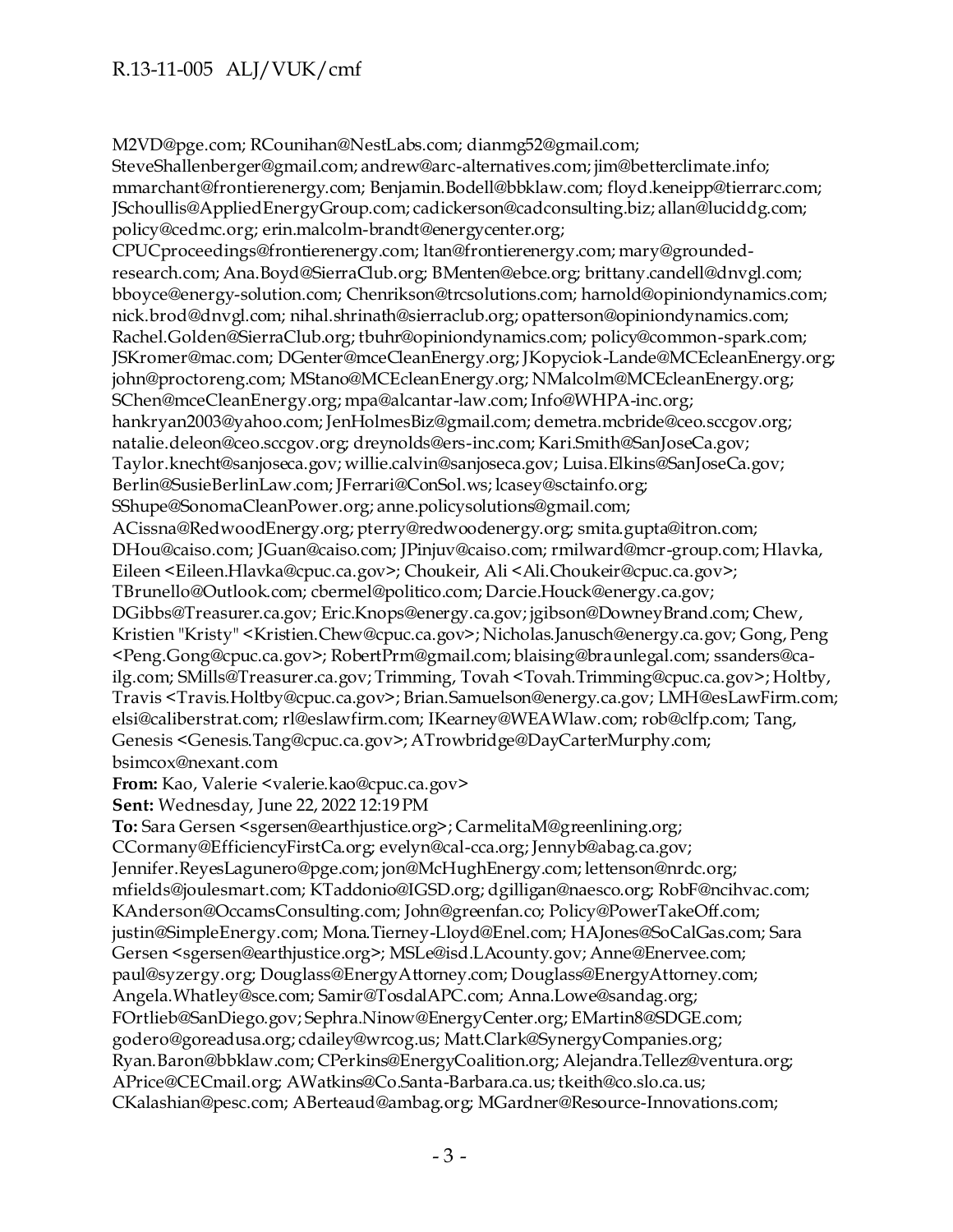M2VD@pge.com; RCounihan@NestLabs.com; dianmg52@gmail.com; SteveShallenberger@gmail.com; andrew@arc-alternatives.com; jim@betterclimate.info; mmarchant@frontierenergy.com; Benjamin.Bodell@bbklaw.com; floyd.keneipp@tierrarc.com; JSchoullis@AppliedEnergyGroup.com; cadickerson@cadconsulting.biz; allan@luciddg.com; policy@cedmc.org; erin.malcolm-brandt@energycenter.org; CPUCproceedings@frontierenergy.com; ltan@frontierenergy.com; mary@grounded-research.com; Ana.Boyd@SierraClub.org; BMenten@ebce.org; brittany.candell@dnvgl.com; bboyce@energy-solution.com; Chenrikson@trcsolutions.com; harnold@opiniondynamics.com; nick.brod@dnvgl.com; nihal.shrinath@sierraclub.org; opatterson@opiniondynamics.com; Rachel.Golden@SierraClub.org; tbuhr@opiniondynamics.com; policy@common-spark.com; JSKromer@mac.com; DGenter@mceCleanEnergy.org; JKopyciok-Lande@MCEcleanEnergy.org; john@proctoreng.com; MStano@MCEcleanEnergy.org; NMalcolm@MCEcleanEnergy.org; SChen@mceCleanEnergy.org; mpa@alcantar-law.com; Info@WHPA-inc.org; hankryan2003@yahoo.com; JenHolmesBiz@gmail.com; demetra.mcbride@ceo.sccgov.org; natalie.deleon@ceo.sccgov.org; dreynolds@ers-inc.com; Kari.Smith@SanJoseCa.gov; Taylor.knecht@sanjoseca.gov; willie.calvin@sanjoseca.gov; Luisa.Elkins@SanJoseCa.gov; Berlin@SusieBerlinLaw.com; JFerrari@ConSol.ws; lcasey@sctainfo.org; SShupe@SonomaCleanPower.org; anne.policysolutions@gmail.com; ACissna@RedwoodEnergy.org; pterry@redwoodenergy.org; smita.gupta@itron.com; DHou@caiso.com; JGuan@caiso.com; JPinjuv@caiso.com; rmilward@mcr-group.com; Hlavka, Eileen <Eileen.Hlavka@cpuc.ca.gov>; Choukeir, Ali <Ali.Choukeir@cpuc.ca.gov>; TBrunello@Outlook.com; cbermel@politico.com; Darcie.Houck@energy.ca.gov; DGibbs@Treasurer.ca.gov; Eric.Knops@energy.ca.gov; jgibson@DowneyBrand.com; Chew, Kristien "Kristy" <Kristien.Chew@cpuc.ca.gov>; Nicholas.Janusch@energy.ca.gov; Gong, Peng <Peng.Gong@cpuc.ca.gov>; RobertPrm@gmail.com; blaising@braunlegal.com; ssanders@ca-ilg.com; SMills@Treasurer.ca.gov; Trimming, Tovah <Tovah.Trimming@cpuc.ca.gov>; Holtby, Travis <Travis.Holtby@cpuc.ca.gov>; Brian.Samuelson@energy.ca.gov; LMH@esLawFirm.com; elsi@caliberstrat.com; rl@eslawfirm.com; IKearney@WEAWlaw.com; rob@clfp.com; Tang, Genesis <Genesis.Tang@cpuc.ca.gov>; ATrowbridge@DayCarterMurphy.com; bsimcox@nexant.com

**From:** Kao, Valerie <valerie.kao@cpuc.ca.gov>
**Sent:** Wednesday, June 22, 2022 12:19 PM
**To:** Sara Gersen <sgersen@earthjustice.org>; CarmelitaM@greenlining.org; CCormany@EfficiencyFirstCa.org; evelyn@cal-cca.org; Jennyb@abag.ca.gov; Jennifer.ReyesLagunero@pge.com; jon@McHughEnergy.com; lettenson@nrdc.org; mfields@joulesmart.com; KTaddonio@IGSD.org; dgilligan@naesco.org; RobF@ncihvac.com; KAnderson@OccamsConsulting.com; John@greenfan.co; Policy@PowerTakeOff.com; justin@SimpleEnergy.com; Mona.Tierney-Lloyd@Enel.com; HAJones@SoCalGas.com; Sara Gersen <sgersen@earthjustice.org>; MSLe@isd.LAcounty.gov; Anne@Enervee.com; paul@syzergy.org; Douglass@EnergyAttorney.com; Douglass@EnergyAttorney.com; Angela.Whatley@sce.com; Samir@TosdalAPC.com; Anna.Lowe@sandag.org; FOrtlieb@SanDiego.gov; Sephra.Ninow@EnergyCenter.org; EMartin8@SDGE.com; godero@goreadusa.org; cdailey@wrcog.us; Matt.Clark@SynergyCompanies.org; Ryan.Baron@bbklaw.com; CPerkins@EnergyCoalition.org; Alejandra.Tellez@ventura.org; APrice@CECmail.org; AWatkins@Co.Santa-Barbara.ca.us; tkeith@co.slo.ca.us; CKalashian@pesc.com; ABerteaud@ambag.org; MGardner@Resource-Innovations.com;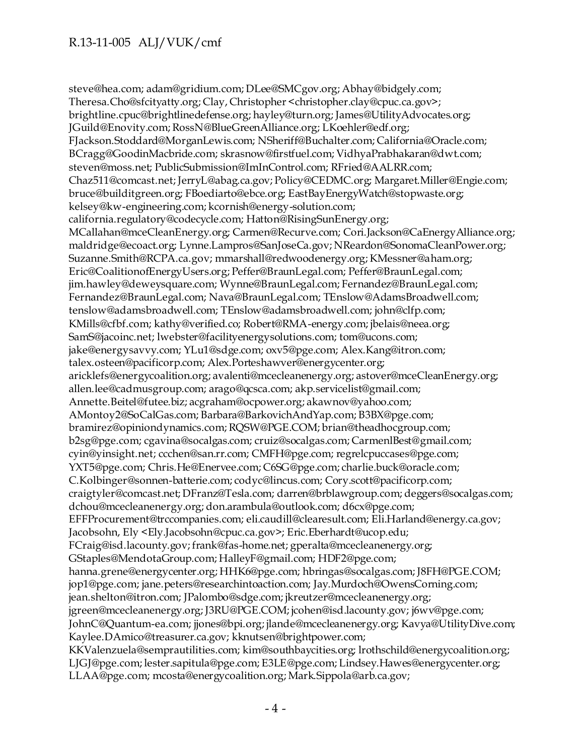steve@hea.com; adam@gridium.com; DLee@SMCgov.org; Abhay@bidgely.com; Theresa.Cho@sfcityatty.org; Clay, Christopher <christopher.clay@cpuc.ca.gov>; brightline.cpuc@brightlinedefense.org; hayley@turn.org; James@UtilityAdvocates.org; JGuild@Enovity.com; RossN@BlueGreenAlliance.org; LKoehler@edf.org; FJackson.Stoddard@MorganLewis.com; NSheriff@Buchalter.com; California@Oracle.com; BCragg@GoodinMacbride.com; skrasnow@firstfuel.com; VidhyaPrabhakaran@dwt.com; steven@moss.net; PublicSubmission@ImInControl.com; RFried@AALRR.com; Chaz511@comcast.net; JerryL@abag.ca.gov; Policy@CEDMC.org; Margaret.Miller@Engie.com; bruce@builditgreen.org; FBoediarto@ebce.org; EastBayEnergyWatch@stopwaste.org; kelsey@kw-engineering.com; kcornish@energy-solution.com; california.regulatory@codecycle.com; Hatton@RisingSunEnergy.org; MCallahan@mceCleanEnergy.org; Carmen@Recurve.com; Cori.Jackson@CaEnergyAlliance.org; maldridge@ecoact.org; Lynne.Lampros@SanJoseCa.gov; NReardon@SonomaCleanPower.org; Suzanne.Smith@RCPA.ca.gov; mmarshall@redwoodenergy.org; KMessner@aham.org; Eric@CoalitionofEnergyUsers.org; Peffer@BraunLegal.com; Peffer@BraunLegal.com; jim.hawley@deweysquare.com; Wynne@BraunLegal.com; Fernandez@BraunLegal.com; Fernandez@BraunLegal.com; Nava@BraunLegal.com; TEnslow@AdamsBroadwell.com; tenslow@adamsbroadwell.com; TEnslow@adamsbroadwell.com; john@clfp.com; KMills@cfbf.com; kathy@verified.co; Robert@RMA-energy.com; jbelais@neea.org; SamS@jacoinc.net; lwebster@facilityenergysolutions.com; tom@ucons.com; jake@energysavvy.com; YLu1@sdge.com; oxv5@pge.com; Alex.Kang@itron.com; talex.osteen@pacificorp.com; Alex.Porteshawver@energycenter.org; aricklefs@energycoalition.org; avalenti@mcecleanenergy.org; astover@mceCleanEnergy.org; allen.lee@cadmusgroup.com; arago@qcsca.com; akp.servicelist@gmail.com; Annette.Beitel@futee.biz; acgraham@ocpower.org; akawnov@yahoo.com; AMontoy2@SoCalGas.com; Barbara@BarkovichAndYap.com; B3BX@pge.com; bramirez@opiniondynamics.com; RQSW@PGE.COM; brian@theadhocgroup.com; b2sg@pge.com; cgavina@socalgas.com; cruiz@socalgas.com; CarmenlBest@gmail.com; cyin@yinsight.net; ccchen@san.rr.com; CMFH@pge.com; regrelcpuccases@pge.com; YXT5@pge.com; Chris.He@Enervee.com; C6SG@pge.com; charlie.buck@oracle.com; C.Kolbinger@sonnen-batterie.com; codyc@lincus.com; Cory.scott@pacificorp.com; craigtyler@comcast.net; DFranz@Tesla.com; darren@brblawgroup.com; deggers@socalgas.com; dchou@mcecleanenergy.org; don.arambula@outlook.com; d6cx@pge.com; EFFProcurement@trccompanies.com; eli.caudill@clearesult.com; Eli.Harland@energy.ca.gov; Jacobsohn, Ely <Ely.Jacobsohn@cpuc.ca.gov>; Eric.Eberhardt@ucop.edu; FCraig@isd.lacounty.gov; frank@fas-home.net; gperalta@mcecleanenergy.org; GStaples@MendotaGroup.com; HalleyF@gmail.com; HDF2@pge.com; hanna.grene@energycenter.org; HHK6@pge.com; hbringas@socalgas.com; J8FH@PGE.COM; jop1@pge.com; jane.peters@researchintoaction.com; Jay.Murdoch@OwensCorning.com; jean.shelton@itron.com; JPalombo@sdge.com; jkreutzer@mcecleanenergy.org; jgreen@mcecleanenergy.org; J3RU@PGE.COM; jcohen@isd.lacounty.gov; j6wv@pge.com; JohnC@Quantum-ea.com; jjones@bpi.org; jlande@mcecleanenergy.org; Kavya@UtilityDive.com; Kaylee.DAmico@treasurer.ca.gov; kknutsen@brightpower.com; KKValenzuela@semprautilities.com; kim@southbaycities.org; lrothschild@energycoalition.org; LJGJ@pge.com; lester.sapitula@pge.com; E3LE@pge.com; Lindsey.Hawes@energycenter.org; LLAA@pge.com; mcosta@energycoalition.org; Mark.Sippola@arb.ca.gov;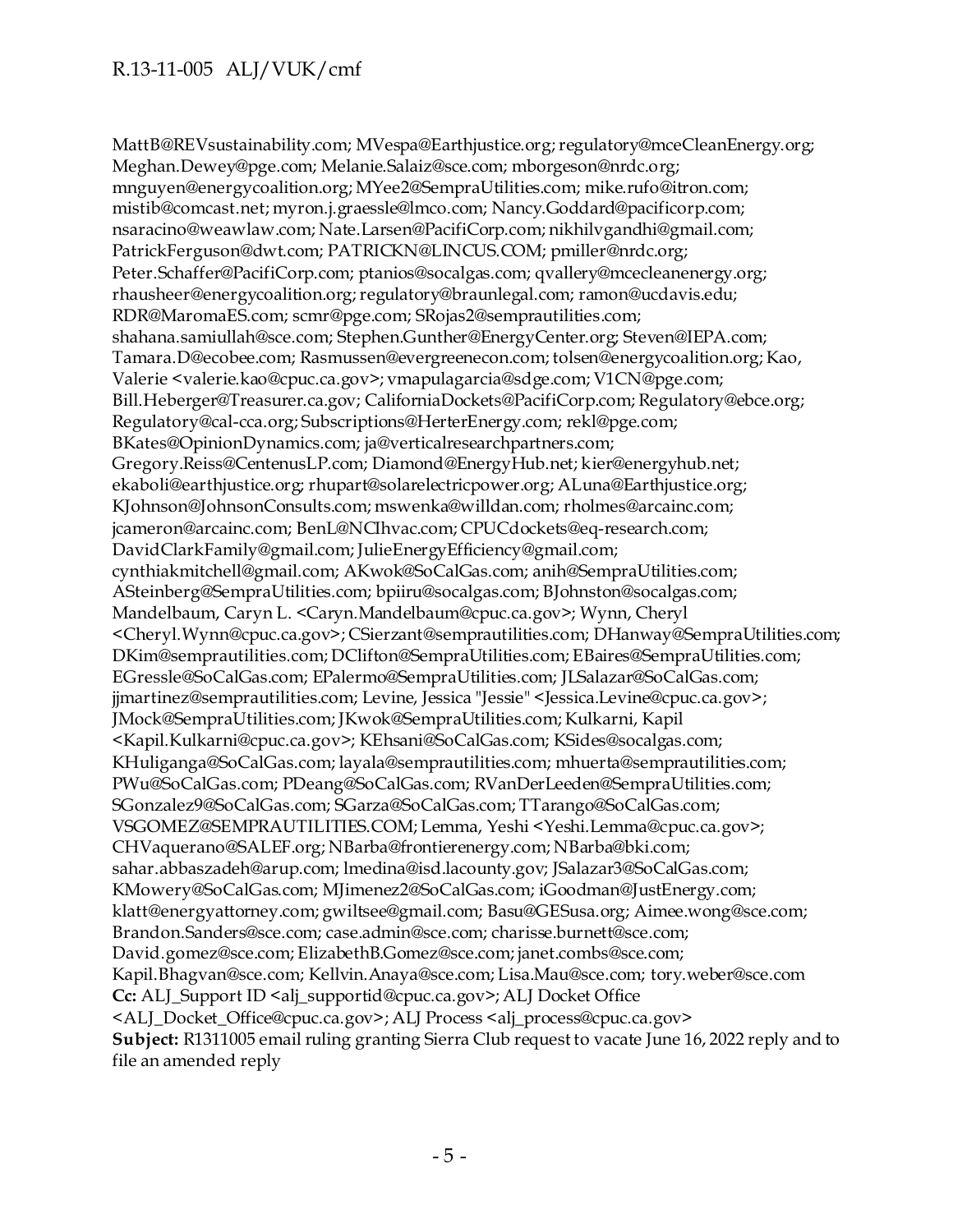MattB@REVsustainability.com; MVespa@Earthjustice.org; regulatory@mceCleanEnergy.org; Meghan.Dewey@pge.com; Melanie.Salaiz@sce.com; mborgeson@nrdc.org; mnguyen@energycoalition.org; MYee2@SempraUtilities.com; mike.rufo@itron.com; mistib@comcast.net; myron.j.graessle@lmco.com; Nancy.Goddard@pacificorp.com; nsaracino@weawlaw.com; Nate.Larsen@PacifiCorp.com; nikhilvgandhi@gmail.com; PatrickFerguson@dwt.com; PATRICKN@LINCUS.COM; pmiller@nrdc.org; Peter.Schaffer@PacifiCorp.com; ptanios@socalgas.com; qvallery@mcecleanenergy.org; rhausheer@energycoalition.org; regulatory@braunlegal.com; ramon@ucdavis.edu; RDR@MaromaES.com; scmr@pge.com; SRojas2@semprautilities.com; shahana.samiullah@sce.com; Stephen.Gunther@EnergyCenter.org; Steven@IEPA.com; Tamara.D@ecobee.com; Rasmussen@evergreenecon.com; tolsen@energycoalition.org; Kao, Valerie <valerie.kao@cpuc.ca.gov>; vmapulagarcia@sdge.com; V1CN@pge.com; Bill.Heberger@Treasurer.ca.gov; CaliforniaDockets@PacifiCorp.com; Regulatory@ebce.org; Regulatory@cal-cca.org; Subscriptions@HerterEnergy.com; rekl@pge.com; BKates@OpinionDynamics.com; ja@verticalresearchpartners.com; Gregory.Reiss@CentenusLP.com; Diamond@EnergyHub.net; kier@energyhub.net; ekaboli@earthjustice.org; rhupart@solarelectricpower.org; ALuna@Earthjustice.org; KJohnson@JohnsonConsults.com; mswenka@willdan.com; rholmes@arcainc.com; jcameron@arcainc.com; BenL@NCIhvac.com; CPUCdockets@eq-research.com; DavidClarkFamily@gmail.com; JulieEnergyEfficiency@gmail.com; cynthiakmitchell@gmail.com; AKwok@SoCalGas.com; anih@SempraUtilities.com; ASteinberg@SempraUtilities.com; bpiiru@socalgas.com; BJohnston@socalgas.com; Mandelbaum, Caryn L. <Caryn.Mandelbaum@cpuc.ca.gov>; Wynn, Cheryl <Cheryl.Wynn@cpuc.ca.gov>; CSierzant@semprautilities.com; DHanway@SempraUtilities.com; DKim@semprautilities.com; DClifton@SempraUtilities.com; EBaires@SempraUtilities.com; EGressle@SoCalGas.com; EPalermo@SempraUtilities.com; JLSalazar@SoCalGas.com; jjmartinez@semprautilities.com; Levine, Jessica "Jessie" <Jessica.Levine@cpuc.ca.gov>; JMock@SempraUtilities.com; JKwok@SempraUtilities.com; Kulkarni, Kapil <Kapil.Kulkarni@cpuc.ca.gov>; KEhsani@SoCalGas.com; KSides@socalgas.com; KHuliganga@SoCalGas.com; layala@semprautilities.com; mhuerta@semprautilities.com; PWu@SoCalGas.com; PDeang@SoCalGas.com; RVanDerLeeden@SempraUtilities.com; SGonzalez9@SoCalGas.com; SGarza@SoCalGas.com; TTarango@SoCalGas.com; VSGOMEZ@SEMPRAUTILITIES.COM; Lemma, Yeshi <Yeshi.Lemma@cpuc.ca.gov>; CHVaquerano@SALEF.org; NBarba@frontierenergy.com; NBarba@bki.com; sahar.abbaszadeh@arup.com; lmedina@isd.lacounty.gov; JSalazar3@SoCalGas.com; KMowery@SoCalGas.com; MJimenez2@SoCalGas.com; iGoodman@JustEnergy.com; klatt@energyattorney.com; gwiltsee@gmail.com; Basu@GESusa.org; Aimee.wong@sce.com; Brandon.Sanders@sce.com; case.admin@sce.com; charisse.burnett@sce.com; David.gomez@sce.com; ElizabethB.Gomez@sce.com; janet.combs@sce.com; Kapil.Bhagvan@sce.com; Kellvin.Anaya@sce.com; Lisa.Mau@sce.com; tory.weber@sce.com
**Cc:** ALJ_Support ID <alj_supportid@cpuc.ca.gov>; ALJ Docket Office <ALJ_Docket_Office@cpuc.ca.gov>; ALJ Process <alj_process@cpuc.ca.gov>
**Subject:** R1311005 email ruling granting Sierra Club request to vacate June 16, 2022 reply and to file an amended reply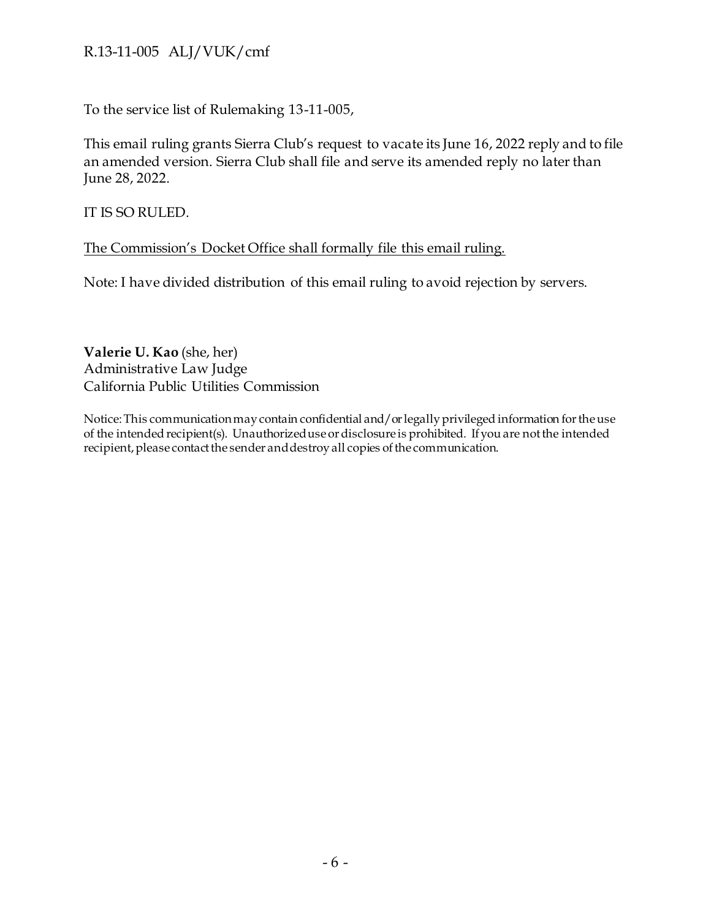To the service list of Rulemaking 13-11-005,

This email ruling grants Sierra Club's request to vacate its June 16, 2022 reply and to file an amended version. Sierra Club shall file and serve its amended reply no later than June 28, 2022.

IT IS SO RULED.

<u>The Commission's Docket Office shall formally file this email ruling.</u>

Note: I have divided distribution of this email ruling to avoid rejection by servers.

**Valerie U. Kao** (she, her)
Administrative Law Judge
California Public Utilities Commission

Notice: This communication may contain confidential and/or legally privileged information for the use of the intended recipient(s). Unauthorized use or disclosure is prohibited. If you are not the intended recipient, please contact the sender and destroy all copies of the communication.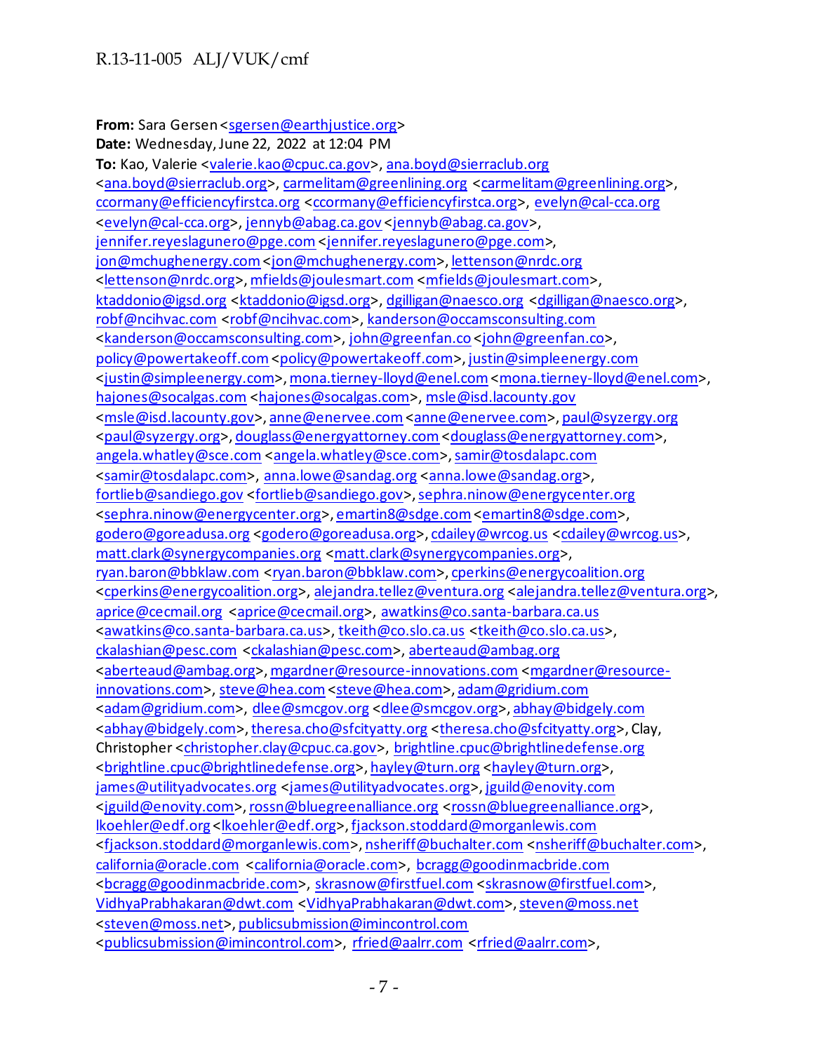**From:** Sara Gersen <sgersen@earthjustice.org>
**Date:** Wednesday, June 22, 2022 at 12:04 PM
**To:** Kao, Valerie <valerie.kao@cpuc.ca.gov>, ana.boyd@sierraclub.org <ana.boyd@sierraclub.org>, carmelitam@greenlining.org <carmelitam@greenlining.org>, ccormany@efficiencyfirstca.org <ccormany@efficiencyfirstca.org>, evelyn@cal-cca.org <evelyn@cal-cca.org>, jennyb@abag.ca.gov <jennyb@abag.ca.gov>, jennifer.reyeslagunero@pge.com <jennifer.reyeslagunero@pge.com>, jon@mchughenergy.com <jon@mchughenergy.com>, lettenson@nrdc.org <lettenson@nrdc.org>, mfields@joulesmart.com <mfields@joulesmart.com>, ktaddonio@igsd.org <ktaddonio@igsd.org>, dgilligan@naesco.org <dgilligan@naesco.org>, robf@ncihvac.com <robf@ncihvac.com>, kanderson@occamsconsulting.com <kanderson@occamsconsulting.com>, john@greenfan.co <john@greenfan.co>, policy@powertakeoff.com <policy@powertakeoff.com>, justin@simpleenergy.com <justin@simpleenergy.com>, mona.tierney-lloyd@enel.com <mona.tierney-lloyd@enel.com>, hajones@socalgas.com <hajones@socalgas.com>, msle@isd.lacounty.gov <msle@isd.lacounty.gov>, anne@enervee.com <anne@enervee.com>, paul@syzergy.org <paul@syzergy.org>, douglass@energyattorney.com <douglass@energyattorney.com>, angela.whatley@sce.com <angela.whatley@sce.com>, samir@tosdalapc.com <samir@tosdalapc.com>, anna.lowe@sandag.org <anna.lowe@sandag.org>, fortlieb@sandiego.gov <fortlieb@sandiego.gov>, sephra.ninow@energycenter.org <sephra.ninow@energycenter.org>, emartin8@sdge.com <emartin8@sdge.com>, godero@goreadusa.org <godero@goreadusa.org>, cdailey@wrcog.us <cdailey@wrcog.us>, matt.clark@synergycompanies.org <matt.clark@synergycompanies.org>, ryan.baron@bbklaw.com <ryan.baron@bbklaw.com>, cperkins@energycoalition.org <cperkins@energycoalition.org>, alejandra.tellez@ventura.org <alejandra.tellez@ventura.org>, aprice@cecmail.org <aprice@cecmail.org>, awatkins@co.santa-barbara.ca.us <awatkins@co.santa-barbara.ca.us>, tkeith@co.slo.ca.us <tkeith@co.slo.ca.us>, ckalashian@pesc.com <ckalashian@pesc.com>, aberteaud@ambag.org <aberteaud@ambag.org>, mgardner@resource-innovations.com <mgardner@resource-innovations.com>, steve@hea.com <steve@hea.com>, adam@gridium.com <adam@gridium.com>, dlee@smcgov.org <dlee@smcgov.org>, abhay@bidgely.com <abhay@bidgely.com>, theresa.cho@sfcityatty.org <theresa.cho@sfcityatty.org>, Clay, Christopher <christopher.clay@cpuc.ca.gov>, brightline.cpuc@brightlinedefense.org <brightline.cpuc@brightlinedefense.org>, hayley@turn.org <hayley@turn.org>, james@utilityadvocates.org <james@utilityadvocates.org>, jguild@enovity.com <jguild@enovity.com>, rossn@bluegreenalliance.org <rossn@bluegreenalliance.org>, lkoehler@edf.org <lkoehler@edf.org>, fjackson.stoddard@morganlewis.com <fjackson.stoddard@morganlewis.com>, nsheriff@buchalter.com <nsheriff@buchalter.com>, california@oracle.com <california@oracle.com>, bcragg@goodinmacbride.com <bcragg@goodinmacbride.com>, skrasnow@firstfuel.com <skrasnow@firstfuel.com>, VidhyaPrabhakaran@dwt.com <VidhyaPrabhakaran@dwt.com>, steven@moss.net <steven@moss.net>, publicsubmission@imincontrol.com <publicsubmission@imincontrol.com>, rfried@aalrr.com <rfried@aalrr.com>,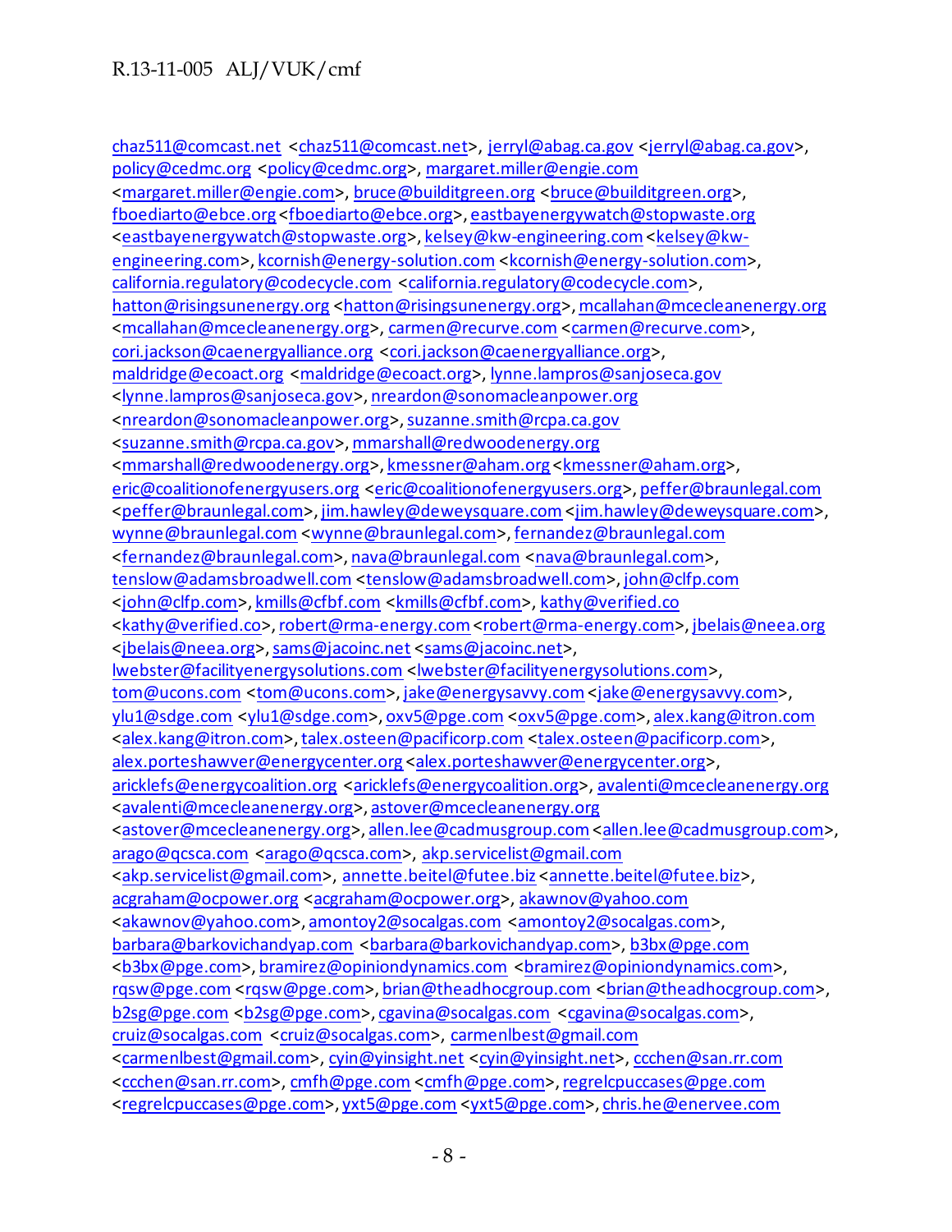chaz511@comcast.net <chaz511@comcast.net>, jerryl@abag.ca.gov <jerryl@abag.ca.gov>, policy@cedmc.org <policy@cedmc.org>, margaret.miller@engie.com <margaret.miller@engie.com>, bruce@builditgreen.org <bruce@builditgreen.org>, fboediarto@ebce.org<fboediarto@ebce.org>, eastbayenergywatch@stopwaste.org <eastbayenergywatch@stopwaste.org>, kelsey@kw-engineering.com <kelsey@kw-engineering.com>, kcornish@energy-solution.com <kcornish@energy-solution.com>, california.regulatory@codecycle.com <california.regulatory@codecycle.com>, hatton@risingsunenergy.org <hatton@risingsunenergy.org>, mcallahan@mcecleanenergy.org <mcallahan@mcecleanenergy.org>, carmen@recurve.com <carmen@recurve.com>, cori.jackson@caenergyalliance.org <cori.jackson@caenergyalliance.org>, maldridge@ecoact.org <maldridge@ecoact.org>, lynne.lampros@sanjoseca.gov <lynne.lampros@sanjoseca.gov>, nreardon@sonomacleanpower.org <nreardon@sonomacleanpower.org>, suzanne.smith@rcpa.ca.gov <suzanne.smith@rcpa.ca.gov>, mmarshall@redwoodenergy.org <mmarshall@redwoodenergy.org>, kmessner@aham.org <kmessner@aham.org>, eric@coalitionofenergyusers.org <eric@coalitionofenergyusers.org>, peffer@braunlegal.com <peffer@braunlegal.com>, jim.hawley@deweysquare.com <jim.hawley@deweysquare.com>, wynne@braunlegal.com <wynne@braunlegal.com>, fernandez@braunlegal.com <fernandez@braunlegal.com>, nava@braunlegal.com <nava@braunlegal.com>, tenslow@adamsbroadwell.com <tenslow@adamsbroadwell.com>, john@clfp.com <john@clfp.com>, kmills@cfbf.com <kmills@cfbf.com>, kathy@verified.co <kathy@verified.co>, robert@rma-energy.com <robert@rma-energy.com>, jbelais@neea.org <jbelais@neea.org>, sams@jacoinc.net <sams@jacoinc.net>, lwebster@facilityenergysolutions.com <lwebster@facilityenergysolutions.com>, tom@ucons.com <tom@ucons.com>, jake@energysavvy.com <jake@energysavvy.com>, ylu1@sdge.com <ylu1@sdge.com>, oxv5@pge.com <oxv5@pge.com>, alex.kang@itron.com <alex.kang@itron.com>, talex.osteen@pacificorp.com <talex.osteen@pacificorp.com>, alex.porteshawver@energycenter.org <alex.porteshawver@energycenter.org>, aricklefs@energycoalition.org <aricklefs@energycoalition.org>, avalenti@mcecleanenergy.org <avalenti@mcecleanenergy.org>, astover@mcecleanenergy.org <astover@mcecleanenergy.org>, allen.lee@cadmusgroup.com <allen.lee@cadmusgroup.com>, arago@qcsca.com <arago@qcsca.com>, akp.servicelist@gmail.com <akp.servicelist@gmail.com>, annette.beitel@futee.biz <annette.beitel@futee.biz>, acgraham@ocpower.org <acgraham@ocpower.org>, akawnov@yahoo.com <akawnov@yahoo.com>, amontoy2@socalgas.com <amontoy2@socalgas.com>, barbara@barkovichandyap.com <barbara@barkovichandyap.com>, b3bx@pge.com <b3bx@pge.com>, bramirez@opiniondynamics.com <bramirez@opiniondynamics.com>, rqsw@pge.com <rqsw@pge.com>, brian@theadhocgroup.com <brian@theadhocgroup.com>, b2sg@pge.com <b2sg@pge.com>, cgavina@socalgas.com <cgavina@socalgas.com>, cruiz@socalgas.com <cruiz@socalgas.com>, carmenlbest@gmail.com <carmenlbest@gmail.com>, cyin@yinsight.net <cyin@yinsight.net>, ccchen@san.rr.com <ccchen@san.rr.com>, cmfh@pge.com <cmfh@pge.com>, regrelcpuccases@pge.com <regrelcpuccases@pge.com>, yxt5@pge.com <yxt5@pge.com>, chris.he@enervee.com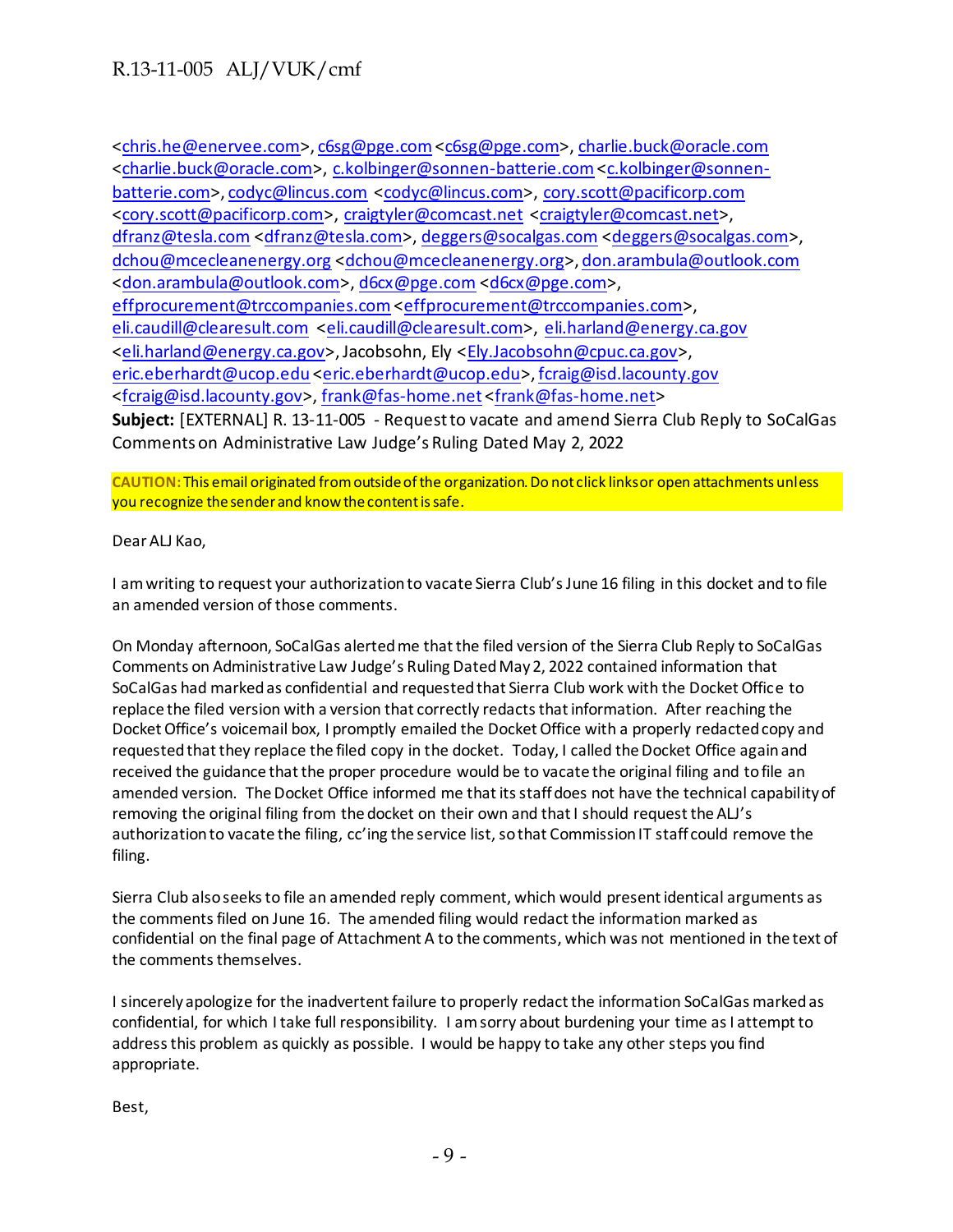<chris.he@enervee.com>, c6sg@pge.com <c6sg@pge.com>, charlie.buck@oracle.com <charlie.buck@oracle.com>, c.kolbinger@sonnen-batterie.com <c.kolbinger@sonnen-batterie.com>, codyc@lincus.com <codyc@lincus.com>, cory.scott@pacificorp.com <cory.scott@pacificorp.com>, craigtyler@comcast.net <craigtyler@comcast.net>, dfranz@tesla.com <dfranz@tesla.com>, deggers@socalgas.com <deggers@socalgas.com>, dchou@mcecleanenergy.org <dchou@mcecleanenergy.org>, don.arambula@outlook.com <don.arambula@outlook.com>, d6cx@pge.com <d6cx@pge.com>, effprocurement@trccompanies.com <effprocurement@trccompanies.com>, eli.caudill@clearesult.com <eli.caudill@clearesult.com>, eli.harland@energy.ca.gov <eli.harland@energy.ca.gov>, Jacobsohn, Ely <Ely.Jacobsohn@cpuc.ca.gov>, eric.eberhardt@ucop.edu <eric.eberhardt@ucop.edu>, fcraig@isd.lacounty.gov <fcraig@isd.lacounty.gov>, frank@fas-home.net <frank@fas-home.net>

**Subject:** [EXTERNAL] R. 13-11-005 - Request to vacate and amend Sierra Club Reply to SoCalGas Comments on Administrative Law Judge's Ruling Dated May 2, 2022

**CAUTION:** This email originated from outside of the organization. Do not click links or open attachments unless you recognize the sender and know the content is safe.

Dear ALJ Kao,

I am writing to request your authorization to vacate Sierra Club's June 16 filing in this docket and to file an amended version of those comments.

On Monday afternoon, SoCalGas alerted me that the filed version of the Sierra Club Reply to SoCalGas Comments on Administrative Law Judge's Ruling Dated May 2, 2022 contained information that SoCalGas had marked as confidential and requested that Sierra Club work with the Docket Office to replace the filed version with a version that correctly redacts that information. After reaching the Docket Office's voicemail box, I promptly emailed the Docket Office with a properly redacted copy and requested that they replace the filed copy in the docket. Today, I called the Docket Office again and received the guidance that the proper procedure would be to vacate the original filing and to file an amended version. The Docket Office informed me that its staff does not have the technical capability of removing the original filing from the docket on their own and that I should request the ALJ's authorization to vacate the filing, cc'ing the service list, so that Commission IT staff could remove the filing.

Sierra Club also seeks to file an amended reply comment, which would present identical arguments as the comments filed on June 16. The amended filing would redact the information marked as confidential on the final page of Attachment A to the comments, which was not mentioned in the text of the comments themselves.

I sincerely apologize for the inadvertent failure to properly redact the information SoCalGas marked as confidential, for which I take full responsibility. I am sorry about burdening your time as I attempt to address this problem as quickly as possible. I would be happy to take any other steps you find appropriate.

Best,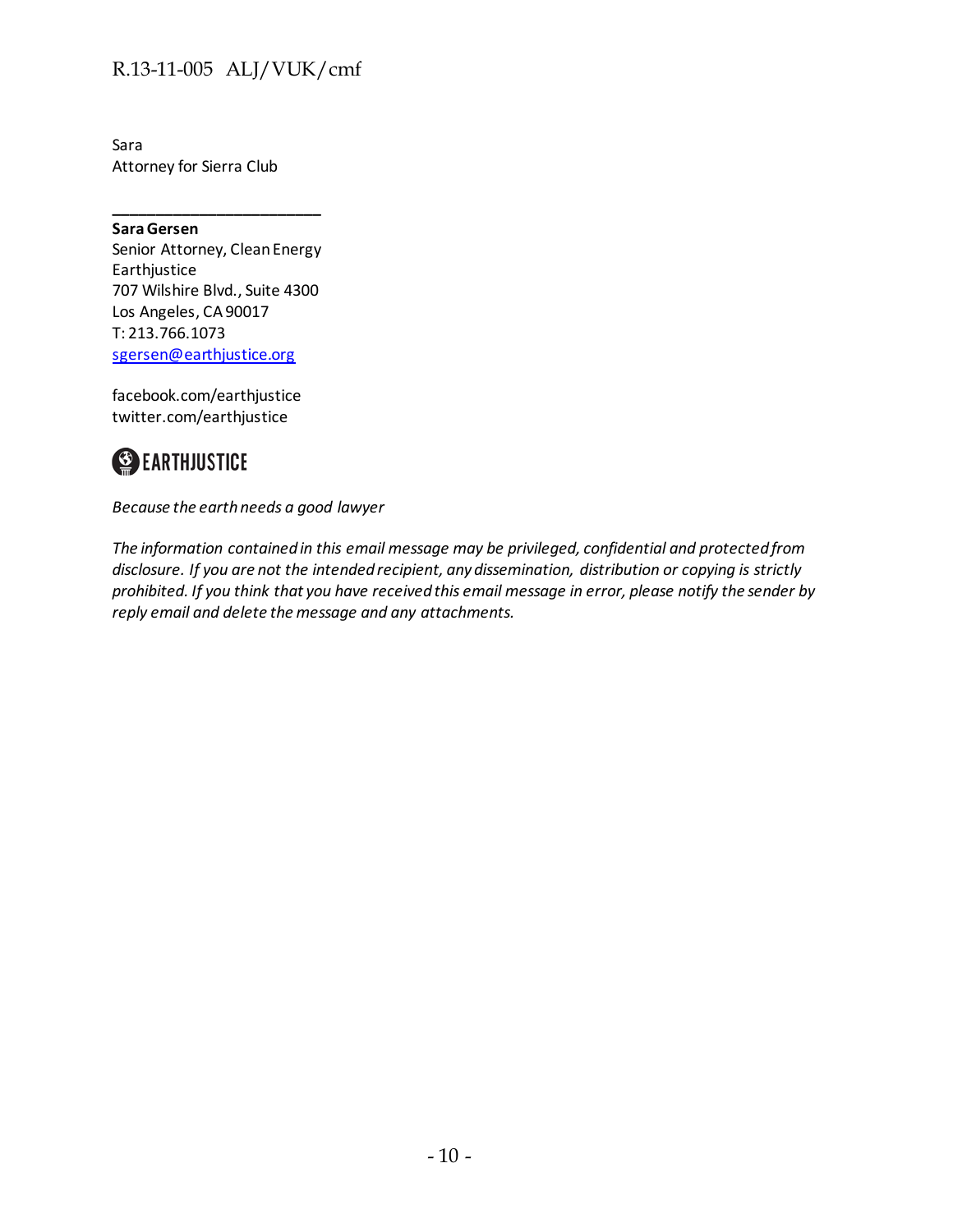Sara
Attorney for Sierra Club

\_\_\_\_\_\_\_\_\_\_\_\_\_\_\_\_\_\_\_\_\_\_\_\_\_

**Sara Gersen**
Senior Attorney, Clean Energy
Earthjustice
707 Wilshire Blvd., Suite 4300
Los Angeles, CA 90017
T: 213.766.1073
sgersen@earthjustice.org

facebook.com/earthjustice
twitter.com/earthjustice

EARTHJUSTICE

*Because the earth needs a good lawyer*

*The information contained in this email message may be privileged, confidential and protected from disclosure. If you are not the intended recipient, any dissemination, distribution or copying is strictly prohibited. If you think that you have received this email message in error, please notify the sender by reply email and delete the message and any attachments.*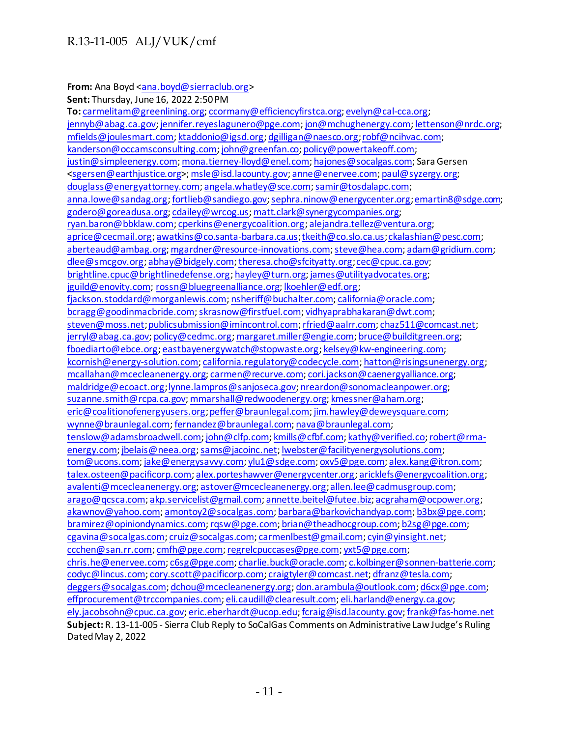**From:** Ana Boyd <ana.boyd@sierraclub.org>
**Sent:** Thursday, June 16, 2022 2:50 PM
**To:** carmelitam@greenlining.org; ccormany@efficiencyfirstca.org; evelyn@cal-cca.org; jennyb@abag.ca.gov; jennifer.reyeslagunero@pge.com; jon@mchughenergy.com; lettenson@nrdc.org; mfields@joulesmart.com; ktaddonio@igsd.org; dgilligan@naesco.org; robf@ncihvac.com; kanderson@occamsconsulting.com; john@greenfan.co; policy@powertakeoff.com; justin@simpleenergy.com; mona.tierney-lloyd@enel.com; hajones@socalgas.com; Sara Gersen <sgersen@earthjustice.org>; msle@isd.lacounty.gov; anne@enervee.com; paul@syzergy.org; douglass@energyattorney.com; angela.whatley@sce.com; samir@tosdalapc.com; anna.lowe@sandag.org; fortlieb@sandiego.gov; sephra.ninow@energycenter.org; emartin8@sdge.com; godero@goreadusa.org; cdailey@wrcog.us; matt.clark@synergycompanies.org; ryan.baron@bbklaw.com; cperkins@energycoalition.org; alejandra.tellez@ventura.org; aprice@cecmail.org; awatkins@co.santa-barbara.ca.us; tkeith@co.slo.ca.us; ckalashian@pesc.com; aberteaud@ambag.org; mgardner@resource-innovations.com; steve@hea.com; adam@gridium.com; dlee@smcgov.org; abhay@bidgely.com; theresa.cho@sfcityatty.org; cec@cpuc.ca.gov; brightline.cpuc@brightlinedefense.org; hayley@turn.org; james@utilityadvocates.org; jguild@enovity.com; rossn@bluegreenalliance.org; lkoehler@edf.org; fjackson.stoddard@morganlewis.com; nsheriff@buchalter.com; california@oracle.com; bcragg@goodinmacbride.com; skrasnow@firstfuel.com; vidhyaprabhakaran@dwt.com; steven@moss.net; publicsubmission@imincontrol.com; rfried@aalrr.com; chaz511@comcast.net; jerryl@abag.ca.gov; policy@cedmc.org; margaret.miller@engie.com; bruce@builditgreen.org; fboediarto@ebce.org; eastbayenergywatch@stopwaste.org; kelsey@kw-engineering.com; kcornish@energy-solution.com; california.regulatory@codecycle.com; hatton@risingsunenergy.org; mcallahan@mcecleanenergy.org; carmen@recurve.com; cori.jackson@caenergyalliance.org; maldridge@ecoact.org; lynne.lampros@sanjoseca.gov; nreardon@sonomacleanpower.org; suzanne.smith@rcpa.ca.gov; mmarshall@redwoodenergy.org; kmessner@aham.org; eric@coalitionofenergyusers.org; peffer@braunlegal.com; jim.hawley@deweysquare.com; wynne@braunlegal.com; fernandez@braunlegal.com; nava@braunlegal.com; tenslow@adamsbroadwell.com; john@clfp.com; kmills@cfbf.com; kathy@verified.co; robert@rma-energy.com; jbelais@neea.org; sams@jacoinc.net; lwebster@facilityenergysolutions.com; tom@ucons.com; jake@energysavvy.com; ylu1@sdge.com; oxv5@pge.com; alex.kang@itron.com; talex.osteen@pacificorp.com; alex.porteshawver@energycenter.org; aricklefs@energycoalition.org; avalenti@mcecleanenergy.org; astover@mcecleanenergy.org; allen.lee@cadmusgroup.com; arago@qcsca.com; akp.servicelist@gmail.com; annette.beitel@futee.biz; acgraham@ocpower.org; akawnov@yahoo.com; amontoy2@socalgas.com; barbara@barkovichandyap.com; b3bx@pge.com; bramirez@opiniondynamics.com; rqsw@pge.com; brian@theadhocgroup.com; b2sg@pge.com; cgavina@socalgas.com; cruiz@socalgas.com; carmenlbest@gmail.com; cyin@yinsight.net; ccchen@san.rr.com; cmfh@pge.com; regrelcpuccases@pge.com; yxt5@pge.com; chris.he@enervee.com; c6sg@pge.com; charlie.buck@oracle.com; c.kolbinger@sonnen-batterie.com; codyc@lincus.com; cory.scott@pacificorp.com; craigtyler@comcast.net; dfranz@tesla.com; deggers@socalgas.com; dchou@mcecleanenergy.org; don.arambula@outlook.com; d6cx@pge.com; effprocurement@trccompanies.com; eli.caudill@clearesult.com; eli.harland@energy.ca.gov; ely.jacobsohn@cpuc.ca.gov; eric.eberhardt@ucop.edu; fcraig@isd.lacounty.gov; frank@fas-home.net
**Subject:** R. 13-11-005 - Sierra Club Reply to SoCalGas Comments on Administrative Law Judge's Ruling Dated May 2, 2022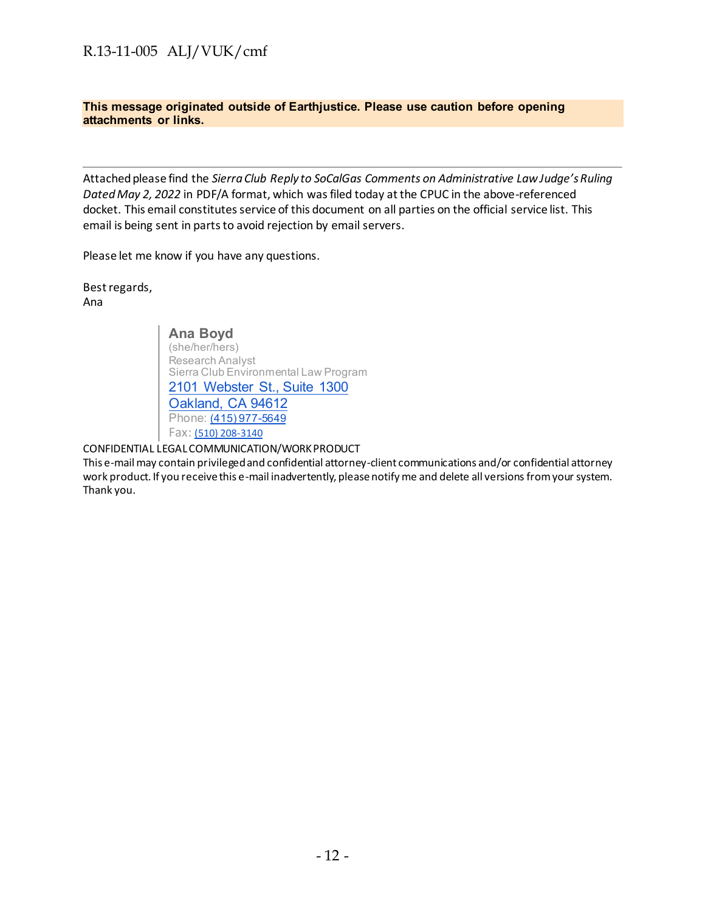**This message originated outside of Earthjustice. Please use caution before opening attachments or links.**

---

Attached please find the *Sierra Club Reply to SoCalGas Comments on Administrative Law Judge's Ruling Dated May 2, 2022* in PDF/A format, which was filed today at the CPUC in the above-referenced docket. This email constitutes service of this document on all parties on the official service list. This email is being sent in parts to avoid rejection by email servers.

Please let me know if you have any questions.

Best regards,
Ana

**Ana Boyd**
(she/her/hers)
Research Analyst
Sierra Club Environmental Law Program
2101 Webster St., Suite 1300
Oakland, CA 94612
Phone: (415) 977-5649
Fax: (510) 208-3140

CONFIDENTIAL LEGAL COMMUNICATION/WORK PRODUCT
This e-mail may contain privileged and confidential attorney-client communications and/or confidential attorney work product. If you receive this e-mail inadvertently, please notify me and delete all versions from your system. Thank you.